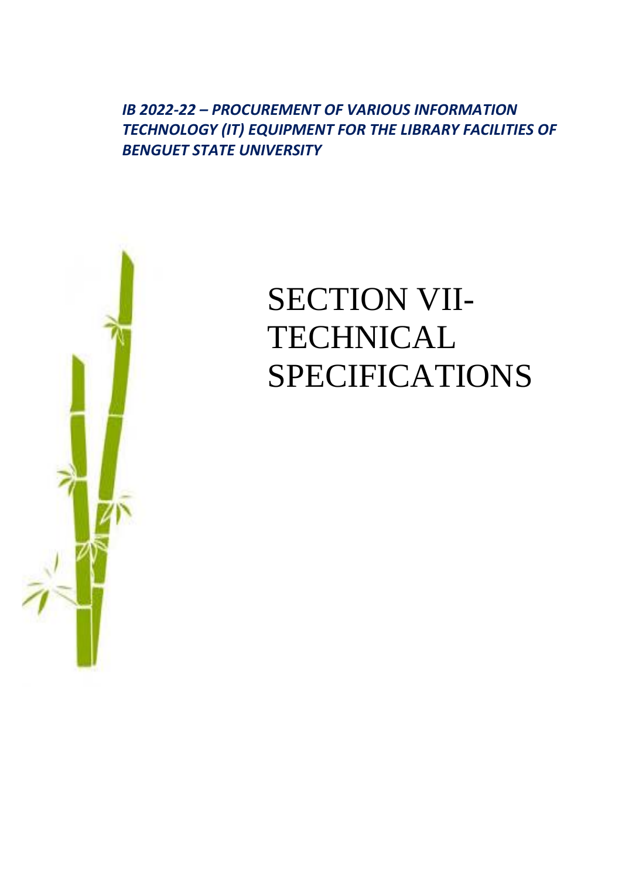***IB 2022-22 – PROCUREMENT OF VARIOUS INFORMATION TECHNOLOGY (IT) EQUIPMENT FOR THE LIBRARY FACILITIES OF BENGUET STATE UNIVERSITY***

# SECTION VII-TECHNICAL SPECIFICATIONS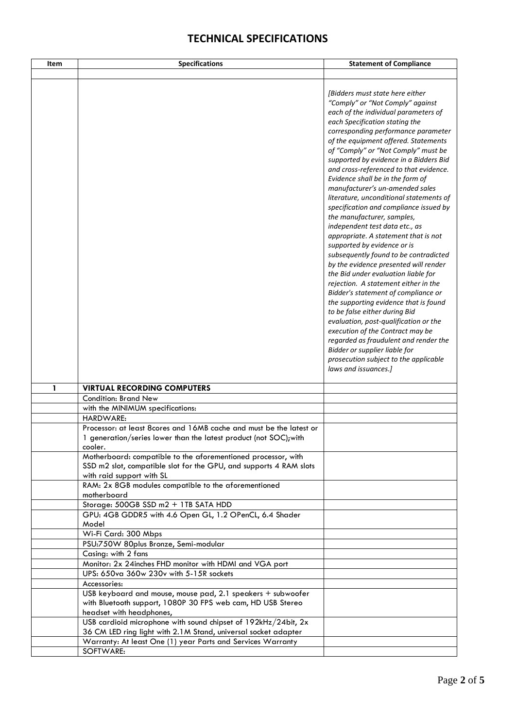# TECHNICAL SPECIFICATIONS

| Item | Specifications | Statement of Compliance |
|---|---|---|
| | | |
| | | *[Bidders must state here either "Comply" or "Not Comply" against each of the individual parameters of each Specification stating the corresponding performance parameter of the equipment offered. Statements of "Comply" or "Not Comply" must be supported by evidence in a Bidders Bid and cross-referenced to that evidence. Evidence shall be in the form of manufacturer's un-amended sales literature, unconditional statements of specification and compliance issued by the manufacturer, samples, independent test data etc., as appropriate. A statement that is not supported by evidence or is subsequently found to be contradicted by the evidence presented will render the Bid under evaluation liable for rejection. A statement either in the Bidder's statement of compliance or the supporting evidence that is found to be false either during Bid evaluation, post-qualification or the execution of the Contract may be regarded as fraudulent and render the Bidder or supplier liable for prosecution subject to the applicable laws and issuances.]* |
| **1** | **VIRTUAL RECORDING COMPUTERS** | |
| | Condition: Brand New | |
| | with the MINIMUM specifications: | |
| | HARDWARE: | |
| | Processor: at least 8cores and 16MB cache and must be the latest or 1 generation/series lower than the latest product (not SOC);with cooler. | |
| | Motherboard: compatible to the aforementioned processor, with SSD m2 slot, compatible slot for the GPU, and supports 4 RAM slots with raid support with SL | |
| | RAM: 2x 8GB modules compatible to the aforementioned motherboard | |
| | Storage: 500GB SSD m2 + 1TB SATA HDD | |
| | GPU: 4GB GDDR5 with 4.6 Open GL, 1.2 OPenCL, 6.4 Shader Model | |
| | Wi-Fi Card: 300 Mbps | |
| | PSU:750W 80plus Bronze, Semi-modular | |
| | Casing: with 2 fans | |
| | Monitor: 2x 24inches FHD monitor with HDMI and VGA port | |
| | UPS: 650va 360w 230v with 5-15R sockets | |
| | Accessories: | |
| | USB keyboard and mouse, mouse pad, 2.1 speakers + subwoofer with Bluetooth support, 1080P 30 FPS web cam, HD USB Stereo headset with headphones, | |
| | USB cardioid microphone with sound chipset of 192kHz/24bit, 2x 36 CM LED ring light with 2.1M Stand, universal socket adapter | |
| | Warranty: At least One (1) year Parts and Services Warranty | |
| | SOFTWARE: | |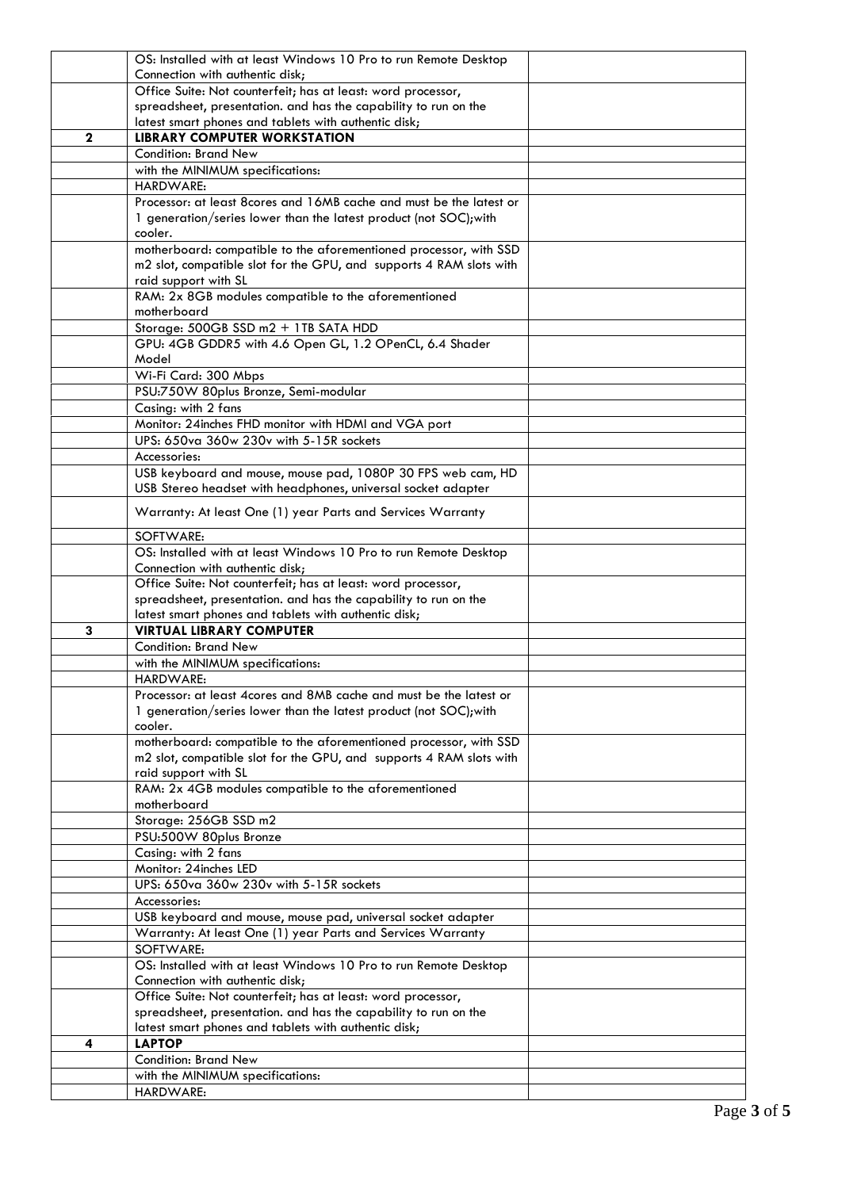| | | |
|---|---|---|
| | OS: Installed with at least Windows 10 Pro to run Remote Desktop Connection with authentic disk; | |
| | Office Suite: Not counterfeit; has at least: word processor, spreadsheet, presentation. and has the capability to run on the latest smart phones and tablets with authentic disk; | |
| **2** | **LIBRARY COMPUTER WORKSTATION** | |
| | Condition: Brand New | |
| | with the MINIMUM specifications: | |
| | HARDWARE: | |
| | Processor: at least 8cores and 16MB cache and must be the latest or 1 generation/series lower than the latest product (not SOC);with cooler. | |
| | motherboard: compatible to the aforementioned processor, with SSD m2 slot, compatible slot for the GPU, and supports 4 RAM slots with raid support with SL | |
| | RAM: 2x 8GB modules compatible to the aforementioned motherboard | |
| | Storage: 500GB SSD m2 + 1TB SATA HDD | |
| | GPU: 4GB GDDR5 with 4.6 Open GL, 1.2 OPenCL, 6.4 Shader Model | |
| | Wi-Fi Card: 300 Mbps | |
| | PSU:750W 80plus Bronze, Semi-modular | |
| | Casing: with 2 fans | |
| | Monitor: 24inches FHD monitor with HDMI and VGA port | |
| | UPS: 650va 360w 230v with 5-15R sockets | |
| | Accessories: | |
| | USB keyboard and mouse, mouse pad, 1080P 30 FPS web cam, HD USB Stereo headset with headphones, universal socket adapter | |
| | Warranty: At least One (1) year Parts and Services Warranty | |
| | SOFTWARE: | |
| | OS: Installed with at least Windows 10 Pro to run Remote Desktop Connection with authentic disk; | |
| | Office Suite: Not counterfeit; has at least: word processor, spreadsheet, presentation. and has the capability to run on the latest smart phones and tablets with authentic disk; | |
| **3** | **VIRTUAL LIBRARY COMPUTER** | |
| | Condition: Brand New | |
| | with the MINIMUM specifications: | |
| | HARDWARE: | |
| | Processor: at least 4cores and 8MB cache and must be the latest or 1 generation/series lower than the latest product (not SOC);with cooler. | |
| | motherboard: compatible to the aforementioned processor, with SSD m2 slot, compatible slot for the GPU, and supports 4 RAM slots with raid support with SL | |
| | RAM: 2x 4GB modules compatible to the aforementioned motherboard | |
| | Storage: 256GB SSD m2 | |
| | PSU:500W 80plus Bronze | |
| | Casing: with 2 fans | |
| | Monitor: 24inches LED | |
| | UPS: 650va 360w 230v with 5-15R sockets | |
| | Accessories: | |
| | USB keyboard and mouse, mouse pad, universal socket adapter | |
| | Warranty: At least One (1) year Parts and Services Warranty | |
| | SOFTWARE: | |
| | OS: Installed with at least Windows 10 Pro to run Remote Desktop Connection with authentic disk; | |
| | Office Suite: Not counterfeit; has at least: word processor, spreadsheet, presentation. and has the capability to run on the latest smart phones and tablets with authentic disk; | |
| **4** | **LAPTOP** | |
| | Condition: Brand New | |
| | with the MINIMUM specifications: | |
| | HARDWARE: | |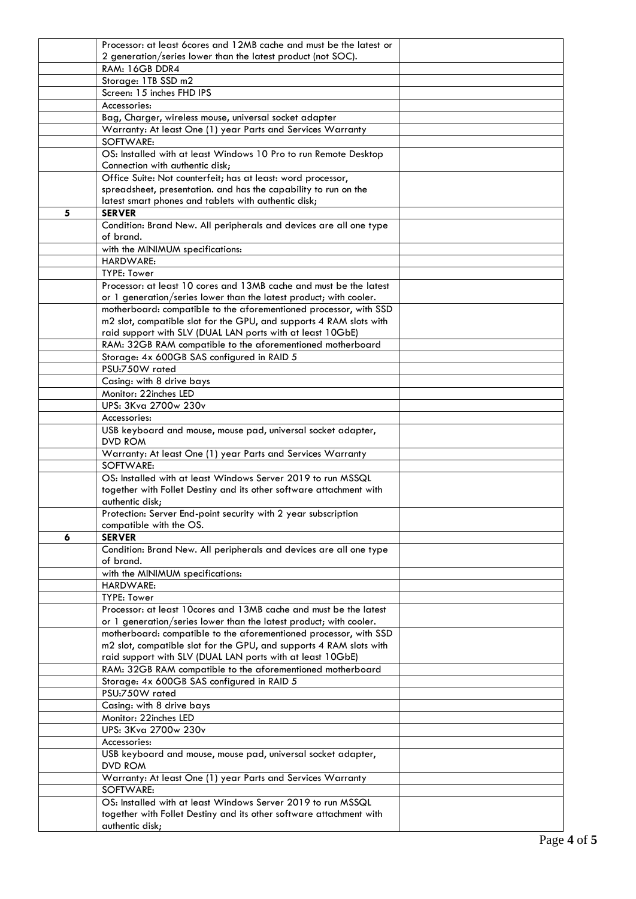| | | |
|---|---|---|
| | Processor: at least 6cores and 12MB cache and must be the latest or 2 generation/series lower than the latest product (not SOC). | |
| | RAM: 16GB DDR4 | |
| | Storage: 1TB SSD m2 | |
| | Screen: 15 inches FHD IPS | |
| | Accessories: | |
| | Bag, Charger, wireless mouse, universal socket adapter | |
| | Warranty: At least One (1) year Parts and Services Warranty | |
| | SOFTWARE: | |
| | OS: Installed with at least Windows 10 Pro to run Remote Desktop Connection with authentic disk; | |
| | Office Suite: Not counterfeit; has at least: word processor, spreadsheet, presentation. and has the capability to run on the latest smart phones and tablets with authentic disk; | |
| **5** | **SERVER** | |
| | Condition: Brand New. All peripherals and devices are all one type of brand. | |
| | with the MINIMUM specifications: | |
| | HARDWARE: | |
| | TYPE: Tower | |
| | Processor: at least 10 cores and 13MB cache and must be the latest or 1 generation/series lower than the latest product; with cooler. | |
| | motherboard: compatible to the aforementioned processor, with SSD m2 slot, compatible slot for the GPU, and supports 4 RAM slots with raid support with SLV (DUAL LAN ports with at least 10GbE) | |
| | RAM: 32GB RAM compatible to the aforementioned motherboard | |
| | Storage: 4x 600GB SAS configured in RAID 5 | |
| | PSU:750W rated | |
| | Casing: with 8 drive bays | |
| | Monitor: 22inches LED | |
| | UPS: 3Kva 2700w 230v | |
| | Accessories: | |
| | USB keyboard and mouse, mouse pad, universal socket adapter, DVD ROM | |
| | Warranty: At least One (1) year Parts and Services Warranty | |
| | SOFTWARE: | |
| | OS: Installed with at least Windows Server 2019 to run MSSQL together with Follet Destiny and its other software attachment with authentic disk; | |
| | Protection: Server End-point security with 2 year subscription compatible with the OS. | |
| **6** | **SERVER** | |
| | Condition: Brand New. All peripherals and devices are all one type of brand. | |
| | with the MINIMUM specifications: | |
| | HARDWARE: | |
| | TYPE: Tower | |
| | Processor: at least 10cores and 13MB cache and must be the latest or 1 generation/series lower than the latest product; with cooler. | |
| | motherboard: compatible to the aforementioned processor, with SSD m2 slot, compatible slot for the GPU, and supports 4 RAM slots with raid support with SLV (DUAL LAN ports with at least 10GbE) | |
| | RAM: 32GB RAM compatible to the aforementioned motherboard | |
| | Storage: 4x 600GB SAS configured in RAID 5 | |
| | PSU:750W rated | |
| | Casing: with 8 drive bays | |
| | Monitor: 22inches LED | |
| | UPS: 3Kva 2700w 230v | |
| | Accessories: | |
| | USB keyboard and mouse, mouse pad, universal socket adapter, DVD ROM | |
| | Warranty: At least One (1) year Parts and Services Warranty | |
| | SOFTWARE: | |
| | OS: Installed with at least Windows Server 2019 to run MSSQL together with Follet Destiny and its other software attachment with authentic disk; | |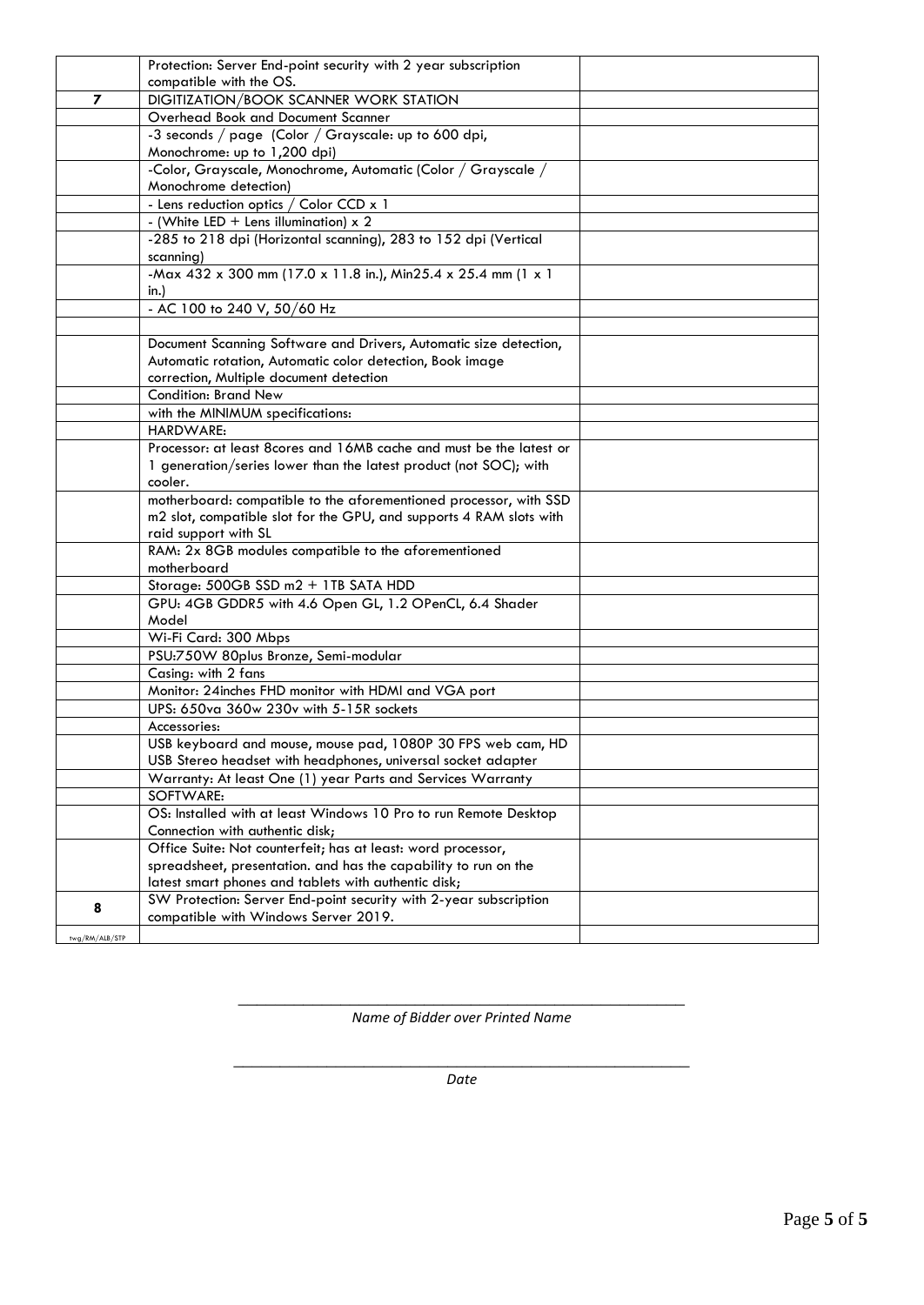| | | |
|---|---|---|
| | Protection: Server End-point security with 2 year subscription compatible with the OS. | |
| **7** | DIGITIZATION/BOOK SCANNER WORK STATION | |
| | Overhead Book and Document Scanner | |
| | -3 seconds / page (Color / Grayscale: up to 600 dpi, Monochrome: up to 1,200 dpi) | |
| | -Color, Grayscale, Monochrome, Automatic (Color / Grayscale / Monochrome detection) | |
| | - Lens reduction optics / Color CCD x 1 | |
| | - (White LED + Lens illumination) x 2 | |
| | -285 to 218 dpi (Horizontal scanning), 283 to 152 dpi (Vertical scanning) | |
| | -Max 432 x 300 mm (17.0 x 11.8 in.), Min25.4 x 25.4 mm (1 x 1 in.) | |
| | - AC 100 to 240 V, 50/60 Hz | |
| | | |
| | Document Scanning Software and Drivers, Automatic size detection, Automatic rotation, Automatic color detection, Book image correction, Multiple document detection | |
| | Condition: Brand New | |
| | with the MINIMUM specifications: | |
| | HARDWARE: | |
| | Processor: at least 8cores and 16MB cache and must be the latest or 1 generation/series lower than the latest product (not SOC); with cooler. | |
| | motherboard: compatible to the aforementioned processor, with SSD m2 slot, compatible slot for the GPU, and supports 4 RAM slots with raid support with SL | |
| | RAM: 2x 8GB modules compatible to the aforementioned motherboard | |
| | Storage: 500GB SSD m2 + 1TB SATA HDD | |
| | GPU: 4GB GDDR5 with 4.6 Open GL, 1.2 OPenCL, 6.4 Shader Model | |
| | Wi-Fi Card: 300 Mbps | |
| | PSU:750W 80plus Bronze, Semi-modular | |
| | Casing: with 2 fans | |
| | Monitor: 24inches FHD monitor with HDMI and VGA port | |
| | UPS: 650va 360w 230v with 5-15R sockets | |
| | Accessories: | |
| | USB keyboard and mouse, mouse pad, 1080P 30 FPS web cam, HD USB Stereo headset with headphones, universal socket adapter | |
| | Warranty: At least One (1) year Parts and Services Warranty | |
| | SOFTWARE: | |
| | OS: Installed with at least Windows 10 Pro to run Remote Desktop Connection with authentic disk; | |
| | Office Suite: Not counterfeit; has at least: word processor, spreadsheet, presentation. and has the capability to run on the latest smart phones and tablets with authentic disk; | |
| **8** | SW Protection: Server End-point security with 2-year subscription compatible with Windows Server 2019. | |
| twg/RM/ALB/STP | | |

_______________________________________________

*Name of Bidder over Printed Name*

_______________________________________________

*Date*